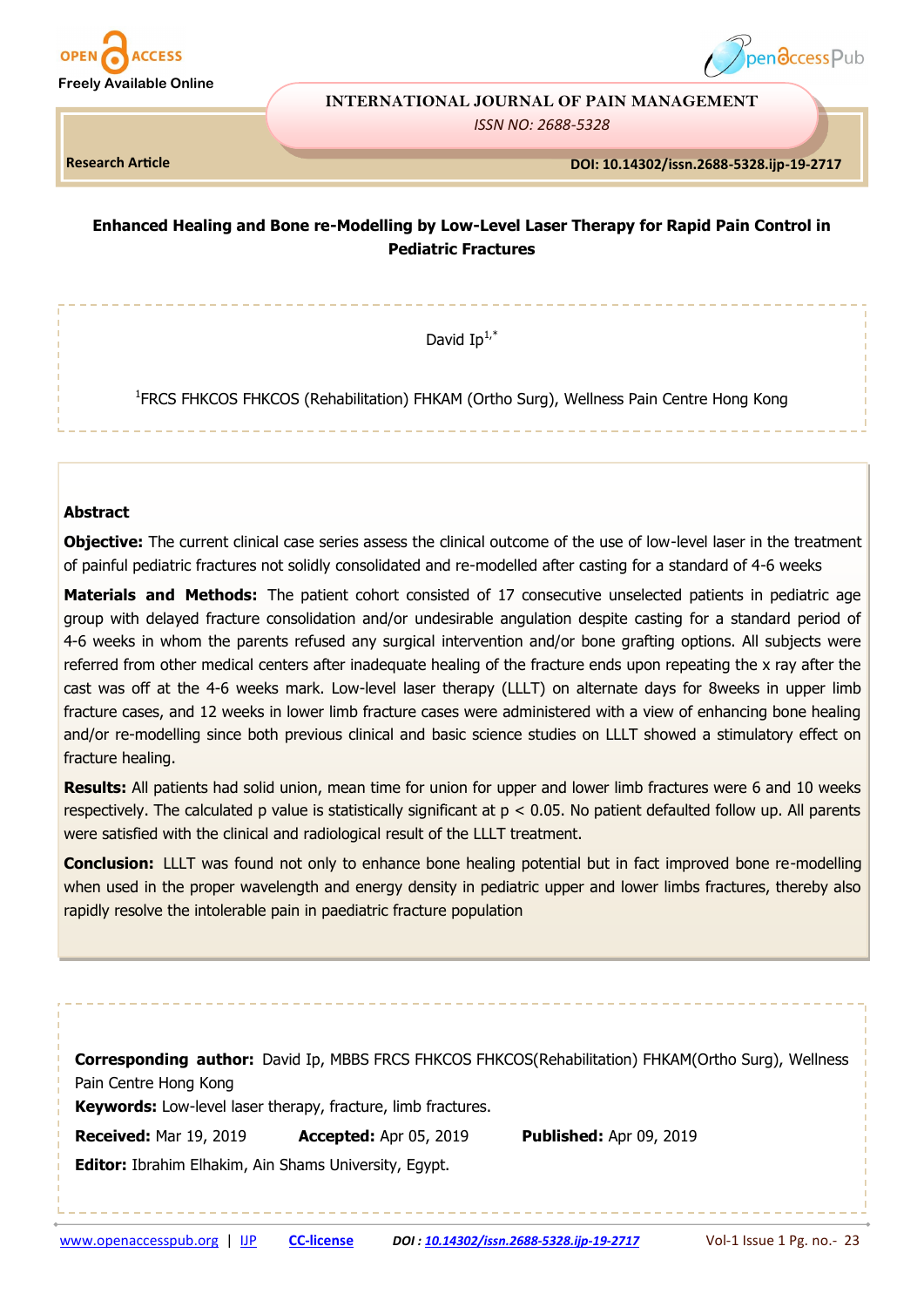INTERNATIONAL JOURNAL OF PAIN MANAGEMENT

*ISSN NO: 2688-5328*

**Research Article**

**DOI: 10.14302/issn.2688-5328.ijp-19-2717**

# Enhanced Healing and Bone re-Modelling by Low-Level Laser Therapy for Rapid Pain Control in Pediatric Fractures

David Ip[1,*]

[1]FRCS FHKCOS FHKCOS (Rehabilitation) FHKAM (Ortho Surg), Wellness Pain Centre Hong Kong

## Abstract

**Objective:** The current clinical case series assess the clinical outcome of the use of low-level laser in the treatment of painful pediatric fractures not solidly consolidated and re-modelled after casting for a standard of 4-6 weeks

**Materials and Methods:** The patient cohort consisted of 17 consecutive unselected patients in pediatric age group with delayed fracture consolidation and/or undesirable angulation despite casting for a standard period of 4-6 weeks in whom the parents refused any surgical intervention and/or bone grafting options. All subjects were referred from other medical centers after inadequate healing of the fracture ends upon repeating the x ray after the cast was off at the 4-6 weeks mark. Low-level laser therapy (LLLT) on alternate days for 8weeks in upper limb fracture cases, and 12 weeks in lower limb fracture cases were administered with a view of enhancing bone healing and/or re-modelling since both previous clinical and basic science studies on LLLT showed a stimulatory effect on fracture healing.

**Results:** All patients had solid union, mean time for union for upper and lower limb fractures were 6 and 10 weeks respectively. The calculated p value is statistically significant at $p < 0.05$. No patient defaulted follow up. All parents were satisfied with the clinical and radiological result of the LLLT treatment.

**Conclusion:** LLLT was found not only to enhance bone healing potential but in fact improved bone re-modelling when used in the proper wavelength and energy density in pediatric upper and lower limbs fractures, thereby also rapidly resolve the intolerable pain in paediatric fracture population

**Corresponding author:** David Ip, MBBS FRCS FHKCOS FHKCOS(Rehabilitation) FHKAM(Ortho Surg), Wellness Pain Centre Hong Kong

**Keywords:** Low-level laser therapy, fracture, limb fractures.

**Received:** Mar 19, 2019 **Accepted:** Apr 05, 2019 **Published:** Apr 09, 2019

**Editor:** Ibrahim Elhakim, Ain Shams University, Egypt.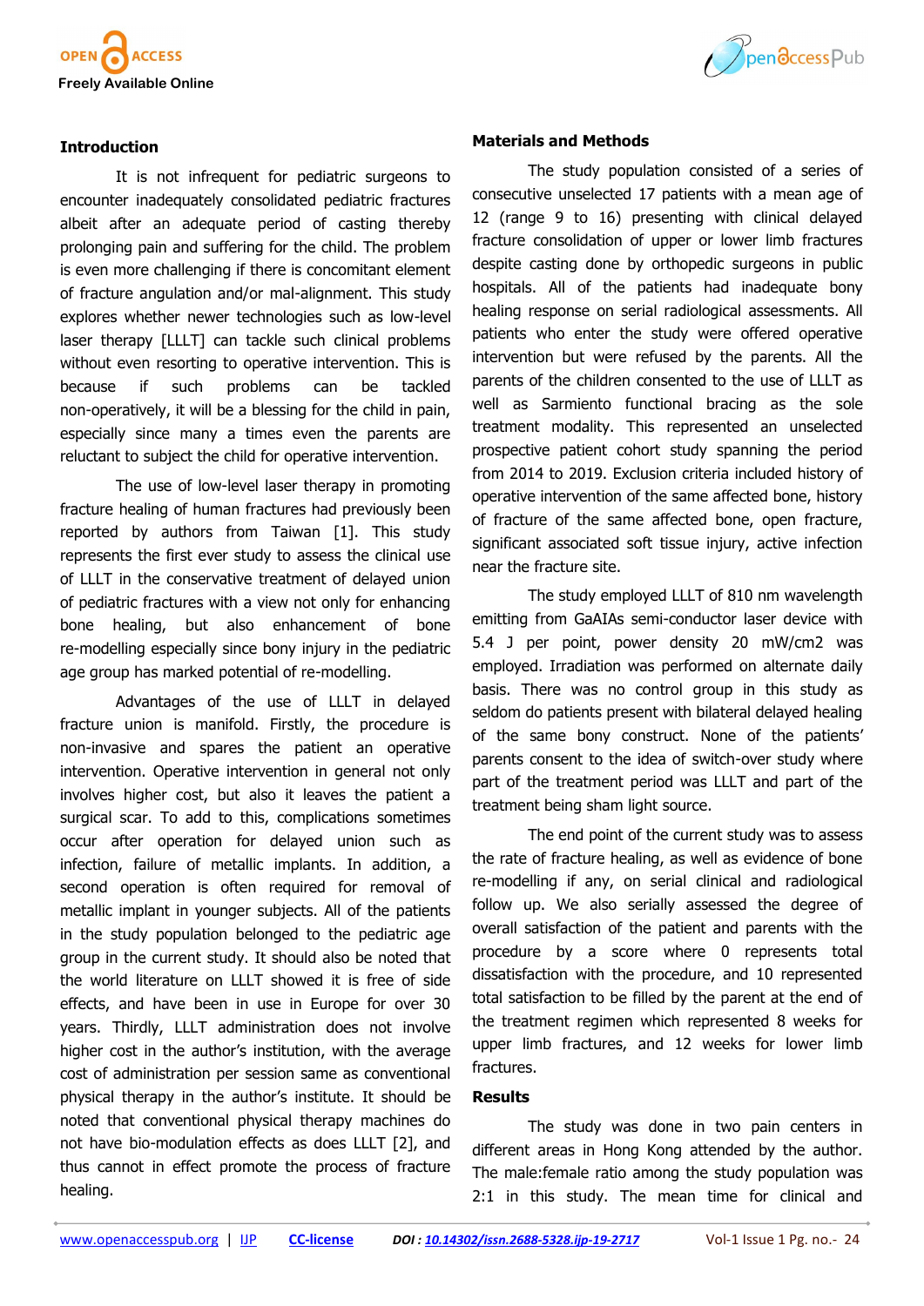## Introduction

It is not infrequent for pediatric surgeons to encounter inadequately consolidated pediatric fractures albeit after an adequate period of casting thereby prolonging pain and suffering for the child. The problem is even more challenging if there is concomitant element of fracture angulation and/or mal-alignment. This study explores whether newer technologies such as low-level laser therapy [LLLT] can tackle such clinical problems without even resorting to operative intervention. This is because if such problems can be tackled non-operatively, it will be a blessing for the child in pain, especially since many a times even the parents are reluctant to subject the child for operative intervention.

The use of low-level laser therapy in promoting fracture healing of human fractures had previously been reported by authors from Taiwan [1]. This study represents the first ever study to assess the clinical use of LLLT in the conservative treatment of delayed union of pediatric fractures with a view not only for enhancing bone healing, but also enhancement of bone re-modelling especially since bony injury in the pediatric age group has marked potential of re-modelling.

Advantages of the use of LLLT in delayed fracture union is manifold. Firstly, the procedure is non-invasive and spares the patient an operative intervention. Operative intervention in general not only involves higher cost, but also it leaves the patient a surgical scar. To add to this, complications sometimes occur after operation for delayed union such as infection, failure of metallic implants. In addition, a second operation is often required for removal of metallic implant in younger subjects. All of the patients in the study population belonged to the pediatric age group in the current study. It should also be noted that the world literature on LLLT showed it is free of side effects, and have been in use in Europe for over 30 years. Thirdly, LLLT administration does not involve higher cost in the author's institution, with the average cost of administration per session same as conventional physical therapy in the author's institute. It should be noted that conventional physical therapy machines do not have bio-modulation effects as does LLLT [2], and thus cannot in effect promote the process of fracture healing.

## Materials and Methods

The study population consisted of a series of consecutive unselected 17 patients with a mean age of 12 (range 9 to 16) presenting with clinical delayed fracture consolidation of upper or lower limb fractures despite casting done by orthopedic surgeons in public hospitals. All of the patients had inadequate bony healing response on serial radiological assessments. All patients who enter the study were offered operative intervention but were refused by the parents. All the parents of the children consented to the use of LLLT as well as Sarmiento functional bracing as the sole treatment modality. This represented an unselected prospective patient cohort study spanning the period from 2014 to 2019. Exclusion criteria included history of operative intervention of the same affected bone, history of fracture of the same affected bone, open fracture, significant associated soft tissue injury, active infection near the fracture site.

The study employed LLLT of 810 nm wavelength emitting from GaAIAs semi-conductor laser device with 5.4 J per point, power density 20 mW/cm2 was employed. Irradiation was performed on alternate daily basis. There was no control group in this study as seldom do patients present with bilateral delayed healing of the same bony construct. None of the patients' parents consent to the idea of switch-over study where part of the treatment period was LLLT and part of the treatment being sham light source.

The end point of the current study was to assess the rate of fracture healing, as well as evidence of bone re-modelling if any, on serial clinical and radiological follow up. We also serially assessed the degree of overall satisfaction of the patient and parents with the procedure by a score where 0 represents total dissatisfaction with the procedure, and 10 represented total satisfaction to be filled by the parent at the end of the treatment regimen which represented 8 weeks for upper limb fractures, and 12 weeks for lower limb fractures.

## Results

The study was done in two pain centers in different areas in Hong Kong attended by the author. The male:female ratio among the study population was 2:1 in this study. The mean time for clinical and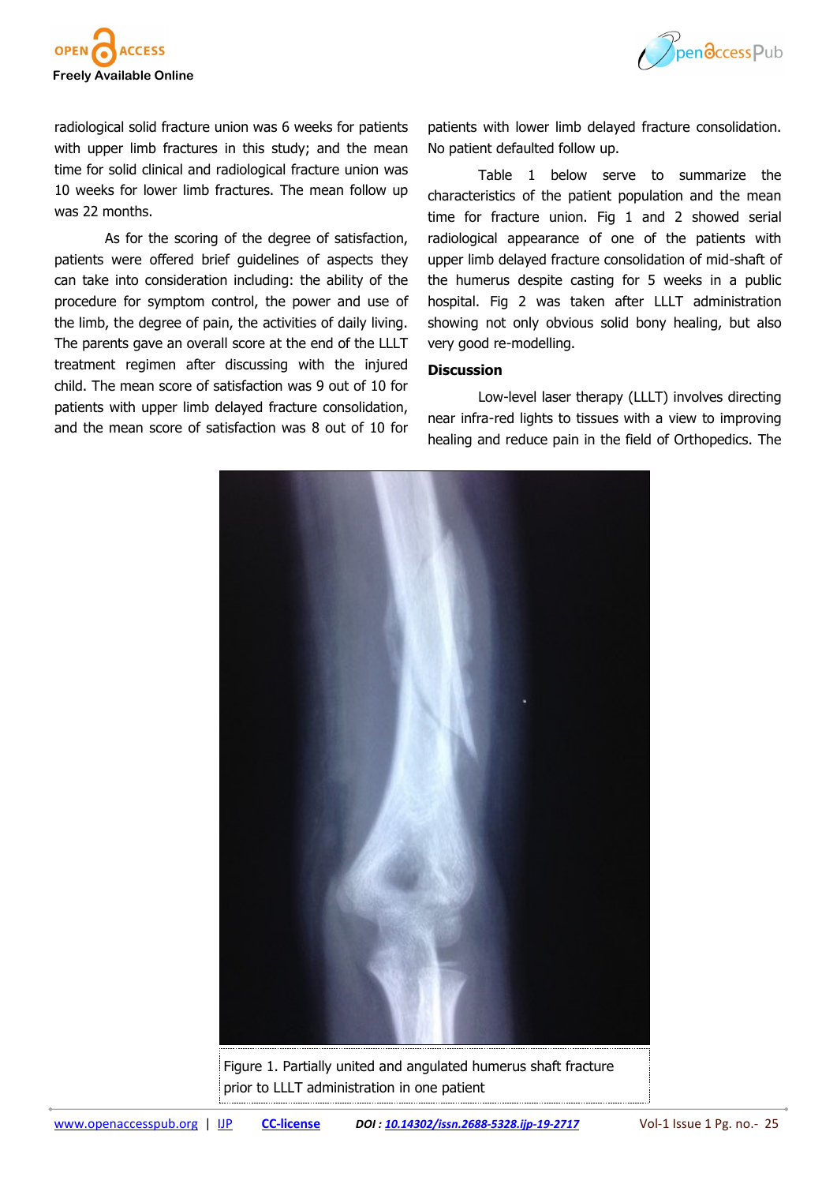radiological solid fracture union was 6 weeks for patients with upper limb fractures in this study; and the mean time for solid clinical and radiological fracture union was 10 weeks for lower limb fractures. The mean follow up was 22 months.

As for the scoring of the degree of satisfaction, patients were offered brief guidelines of aspects they can take into consideration including: the ability of the procedure for symptom control, the power and use of the limb, the degree of pain, the activities of daily living. The parents gave an overall score at the end of the LLLT treatment regimen after discussing with the injured child. The mean score of satisfaction was 9 out of 10 for patients with upper limb delayed fracture consolidation, and the mean score of satisfaction was 8 out of 10 for patients with lower limb delayed fracture consolidation. No patient defaulted follow up.

Table 1 below serve to summarize the characteristics of the patient population and the mean time for fracture union. Fig 1 and 2 showed serial radiological appearance of one of the patients with upper limb delayed fracture consolidation of mid-shaft of the humerus despite casting for 5 weeks in a public hospital. Fig 2 was taken after LLLT administration showing not only obvious solid bony healing, but also very good re-modelling.

## Discussion

Low-level laser therapy (LLLT) involves directing near infra-red lights to tissues with a view to improving healing and reduce pain in the field of Orthopedics. The

Figure 1. Partially united and angulated humerus shaft fracture prior to LLLT administration in one patient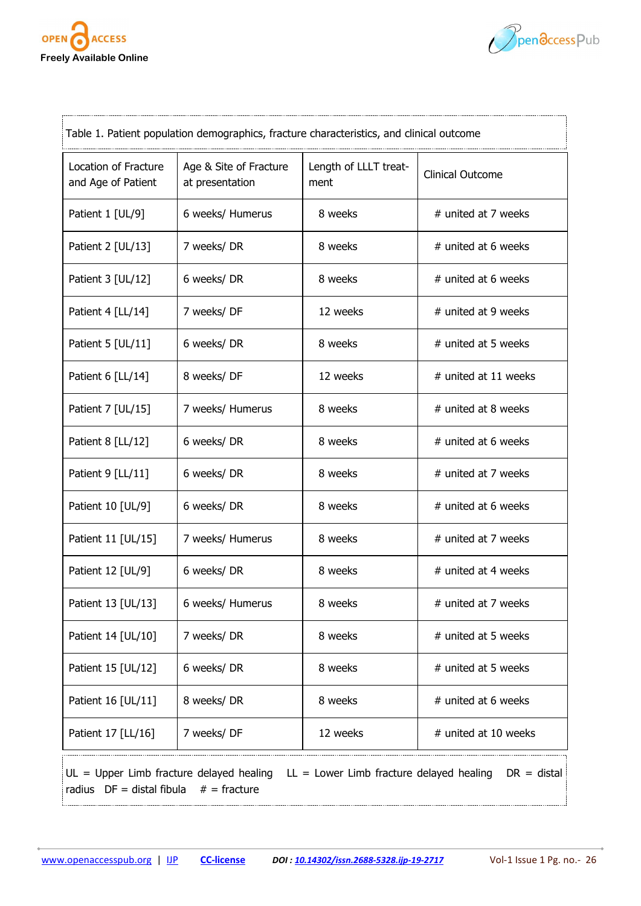Table 1. Patient population demographics, fracture characteristics, and clinical outcome

| Location of Fracture and Age of Patient | Age & Site of Fracture at presentation | Length of LLLT treatment | Clinical Outcome |
|---|---|---|---|
| Patient 1 [UL/9] | 6 weeks/ Humerus | 8 weeks | # united at 7 weeks |
| Patient 2 [UL/13] | 7 weeks/ DR | 8 weeks | # united at 6 weeks |
| Patient 3 [UL/12] | 6 weeks/ DR | 8 weeks | # united at 6 weeks |
| Patient 4 [LL/14] | 7 weeks/ DF | 12 weeks | # united at 9 weeks |
| Patient 5 [UL/11] | 6 weeks/ DR | 8 weeks | # united at 5 weeks |
| Patient 6 [LL/14] | 8 weeks/ DF | 12 weeks | # united at 11 weeks |
| Patient 7 [UL/15] | 7 weeks/ Humerus | 8 weeks | # united at 8 weeks |
| Patient 8 [LL/12] | 6 weeks/ DR | 8 weeks | # united at 6 weeks |
| Patient 9 [LL/11] | 6 weeks/ DR | 8 weeks | # united at 7 weeks |
| Patient 10 [UL/9] | 6 weeks/ DR | 8 weeks | # united at 6 weeks |
| Patient 11 [UL/15] | 7 weeks/ Humerus | 8 weeks | # united at 7 weeks |
| Patient 12 [UL/9] | 6 weeks/ DR | 8 weeks | # united at 4 weeks |
| Patient 13 [UL/13] | 6 weeks/ Humerus | 8 weeks | # united at 7 weeks |
| Patient 14 [UL/10] | 7 weeks/ DR | 8 weeks | # united at 5 weeks |
| Patient 15 [UL/12] | 6 weeks/ DR | 8 weeks | # united at 5 weeks |
| Patient 16 [UL/11] | 8 weeks/ DR | 8 weeks | # united at 6 weeks |
| Patient 17 [LL/16] | 7 weeks/ DF | 12 weeks | # united at 10 weeks |

UL = Upper Limb fracture delayed healing LL = Lower Limb fracture delayed healing DR = distal radius DF = distal fibula # = fracture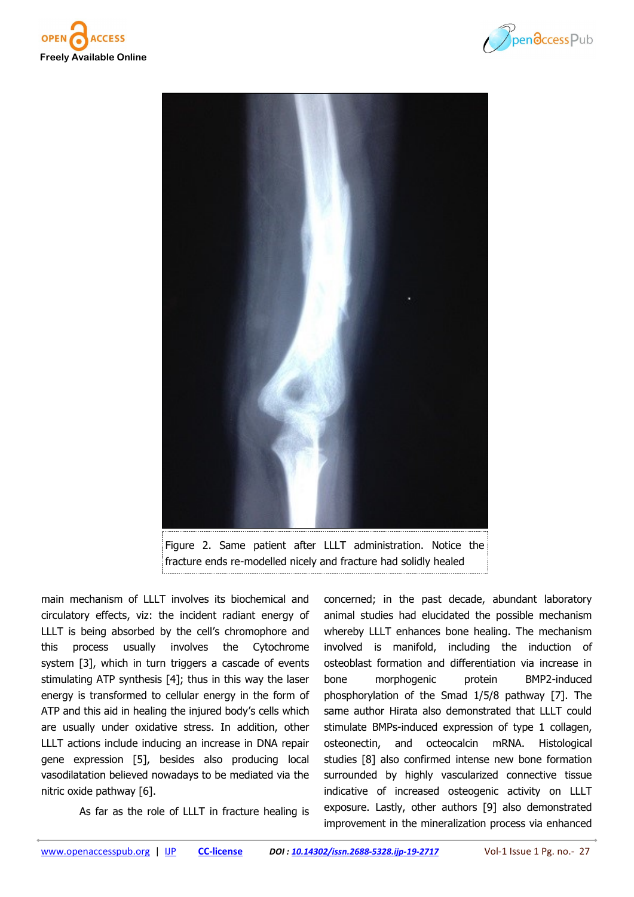Figure 2. Same patient after LLLT administration. Notice the fracture ends re-modelled nicely and fracture had solidly healed

main mechanism of LLLT involves its biochemical and circulatory effects, viz: the incident radiant energy of LLLT is being absorbed by the cell's chromophore and this process usually involves the Cytochrome system [3], which in turn triggers a cascade of events stimulating ATP synthesis [4]; thus in this way the laser energy is transformed to cellular energy in the form of ATP and this aid in healing the injured body's cells which are usually under oxidative stress. In addition, other LLLT actions include inducing an increase in DNA repair gene expression [5], besides also producing local vasodilatation believed nowadays to be mediated via the nitric oxide pathway [6].

As far as the role of LLLT in fracture healing is concerned; in the past decade, abundant laboratory animal studies had elucidated the possible mechanism whereby LLLT enhances bone healing. The mechanism involved is manifold, including the induction of osteoblast formation and differentiation via increase in bone morphogenic protein BMP2-induced phosphorylation of the Smad 1/5/8 pathway [7]. The same author Hirata also demonstrated that LLLT could stimulate BMPs-induced expression of type 1 collagen, osteonectin, and octeocalcin mRNA. Histological studies [8] also confirmed intense new bone formation surrounded by highly vascularized connective tissue indicative of increased osteogenic activity on LLLT exposure. Lastly, other authors [9] also demonstrated improvement in the mineralization process via enhanced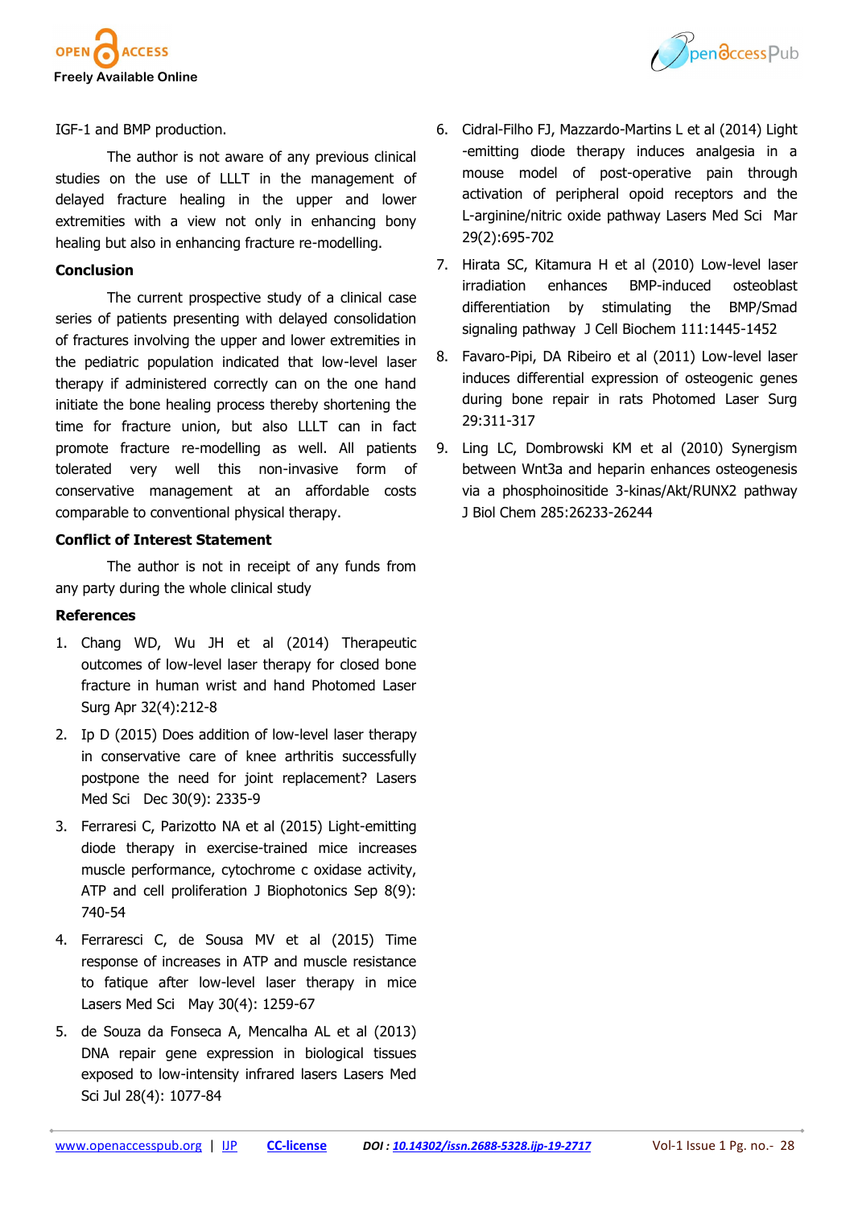IGF-1 and BMP production.

The author is not aware of any previous clinical studies on the use of LLLT in the management of delayed fracture healing in the upper and lower extremities with a view not only in enhancing bony healing but also in enhancing fracture re-modelling.

## Conclusion

The current prospective study of a clinical case series of patients presenting with delayed consolidation of fractures involving the upper and lower extremities in the pediatric population indicated that low-level laser therapy if administered correctly can on the one hand initiate the bone healing process thereby shortening the time for fracture union, but also LLLT can in fact promote fracture re-modelling as well. All patients tolerated very well this non-invasive form of conservative management at an affordable costs comparable to conventional physical therapy.

## Conflict of Interest Statement

The author is not in receipt of any funds from any party during the whole clinical study

## References

1. Chang WD, Wu JH et al (2014) Therapeutic outcomes of low-level laser therapy for closed bone fracture in human wrist and hand Photomed Laser Surg Apr 32(4):212-8
2. Ip D (2015) Does addition of low-level laser therapy in conservative care of knee arthritis successfully postpone the need for joint replacement? Lasers Med Sci Dec 30(9): 2335-9
3. Ferraresi C, Parizotto NA et al (2015) Light-emitting diode therapy in exercise-trained mice increases muscle performance, cytochrome c oxidase activity, ATP and cell proliferation J Biophotonics Sep 8(9): 740-54
4. Ferraresci C, de Sousa MV et al (2015) Time response of increases in ATP and muscle resistance to fatique after low-level laser therapy in mice Lasers Med Sci May 30(4): 1259-67
5. de Souza da Fonseca A, Mencalha AL et al (2013) DNA repair gene expression in biological tissues exposed to low-intensity infrared lasers Lasers Med Sci Jul 28(4): 1077-84
6. Cidral-Filho FJ, Mazzardo-Martins L et al (2014) Light -emitting diode therapy induces analgesia in a mouse model of post-operative pain through activation of peripheral opoid receptors and the L-arginine/nitric oxide pathway Lasers Med Sci Mar 29(2):695-702
7. Hirata SC, Kitamura H et al (2010) Low-level laser irradiation enhances BMP-induced osteoblast differentiation by stimulating the BMP/Smad signaling pathway J Cell Biochem 111:1445-1452
8. Favaro-Pipi, DA Ribeiro et al (2011) Low-level laser induces differential expression of osteogenic genes during bone repair in rats Photomed Laser Surg 29:311-317
9. Ling LC, Dombrowski KM et al (2010) Synergism between Wnt3a and heparin enhances osteogenesis via a phosphoinositide 3-kinas/Akt/RUNX2 pathway J Biol Chem 285:26233-26244